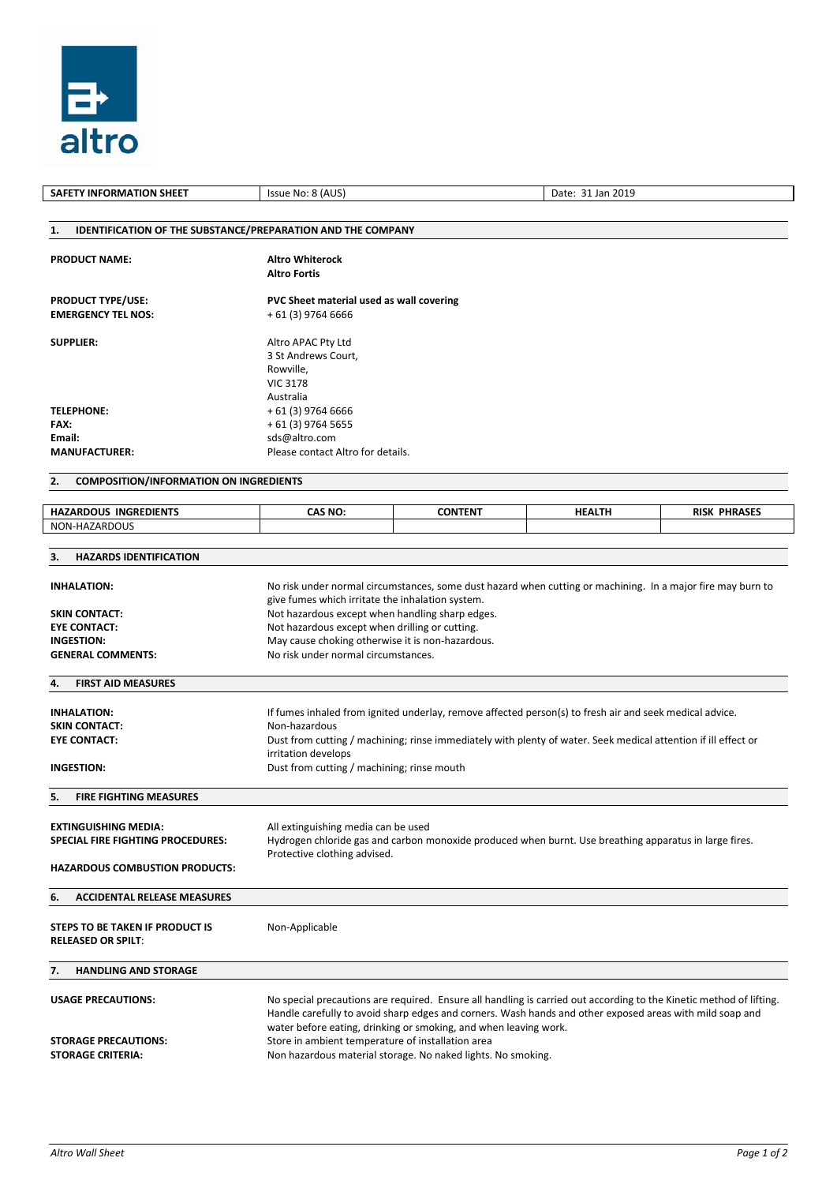altro

| SAFETY INFORMATION SHEET | Issue No: 8 (AUS) | Date: 31 Jan 2019 |
|---|---|---|

## 1. IDENTIFICATION OF THE SUBSTANCE/PREPARATION AND THE COMPANY

| | |
|---|---|
| **PRODUCT NAME:** | **Altro Whiterock**<br>**Altro Fortis** |
| **PRODUCT TYPE/USE:** | **PVC Sheet material used as wall covering** |
| **EMERGENCY TEL NOS:** | + 61 (3) 9764 6666 |
| **SUPPLIER:** | Altro APAC Pty Ltd<br>3 St Andrews Court,<br>Rowville,<br>VIC 3178<br>Australia |
| **TELEPHONE:** | + 61 (3) 9764 6666 |
| **FAX:** | + 61 (3) 9764 5655 |
| **Email:** | sds@altro.com |
| **MANUFACTURER:** | Please contact Altro for details. |

## 2. COMPOSITION/INFORMATION ON INGREDIENTS

| HAZARDOUS INGREDIENTS | CAS NO: | CONTENT | HEALTH | RISK PHRASES |
|---|---|---|---|---|
| NON-HAZARDOUS | | | | |

## 3. HAZARDS IDENTIFICATION

| | |
|---|---|
| **INHALATION:** | No risk under normal circumstances, some dust hazard when cutting or machining. In a major fire may burn to give fumes which irritate the inhalation system. |
| **SKIN CONTACT:** | Not hazardous except when handling sharp edges. |
| **EYE CONTACT:** | Not hazardous except when drilling or cutting. |
| **INGESTION:** | May cause choking otherwise it is non-hazardous. |
| **GENERAL COMMENTS:** | No risk under normal circumstances. |

## 4. FIRST AID MEASURES

| | |
|---|---|
| **INHALATION:** | If fumes inhaled from ignited underlay, remove affected person(s) to fresh air and seek medical advice. |
| **SKIN CONTACT:** | Non-hazardous |
| **EYE CONTACT:** | Dust from cutting / machining; rinse immediately with plenty of water. Seek medical attention if ill effect or irritation develops |
| **INGESTION:** | Dust from cutting / machining; rinse mouth |

## 5. FIRE FIGHTING MEASURES

| | |
|---|---|
| **EXTINGUISHING MEDIA:** | All extinguishing media can be used |
| **SPECIAL FIRE FIGHTING PROCEDURES:** | Hydrogen chloride gas and carbon monoxide produced when burnt. Use breathing apparatus in large fires. Protective clothing advised. |
| **HAZARDOUS COMBUSTION PRODUCTS:** | |

## 6. ACCIDENTAL RELEASE MEASURES

| | |
|---|---|
| **STEPS TO BE TAKEN IF PRODUCT IS RELEASED OR SPILT**: | Non-Applicable |

## 7. HANDLING AND STORAGE

| | |
|---|---|
| **USAGE PRECAUTIONS:** | No special precautions are required. Ensure all handling is carried out according to the Kinetic method of lifting. Handle carefully to avoid sharp edges and corners. Wash hands and other exposed areas with mild soap and water before eating, drinking or smoking, and when leaving work. |
| **STORAGE PRECAUTIONS:** | Store in ambient temperature of installation area |
| **STORAGE CRITERIA:** | Non hazardous material storage. No naked lights. No smoking. |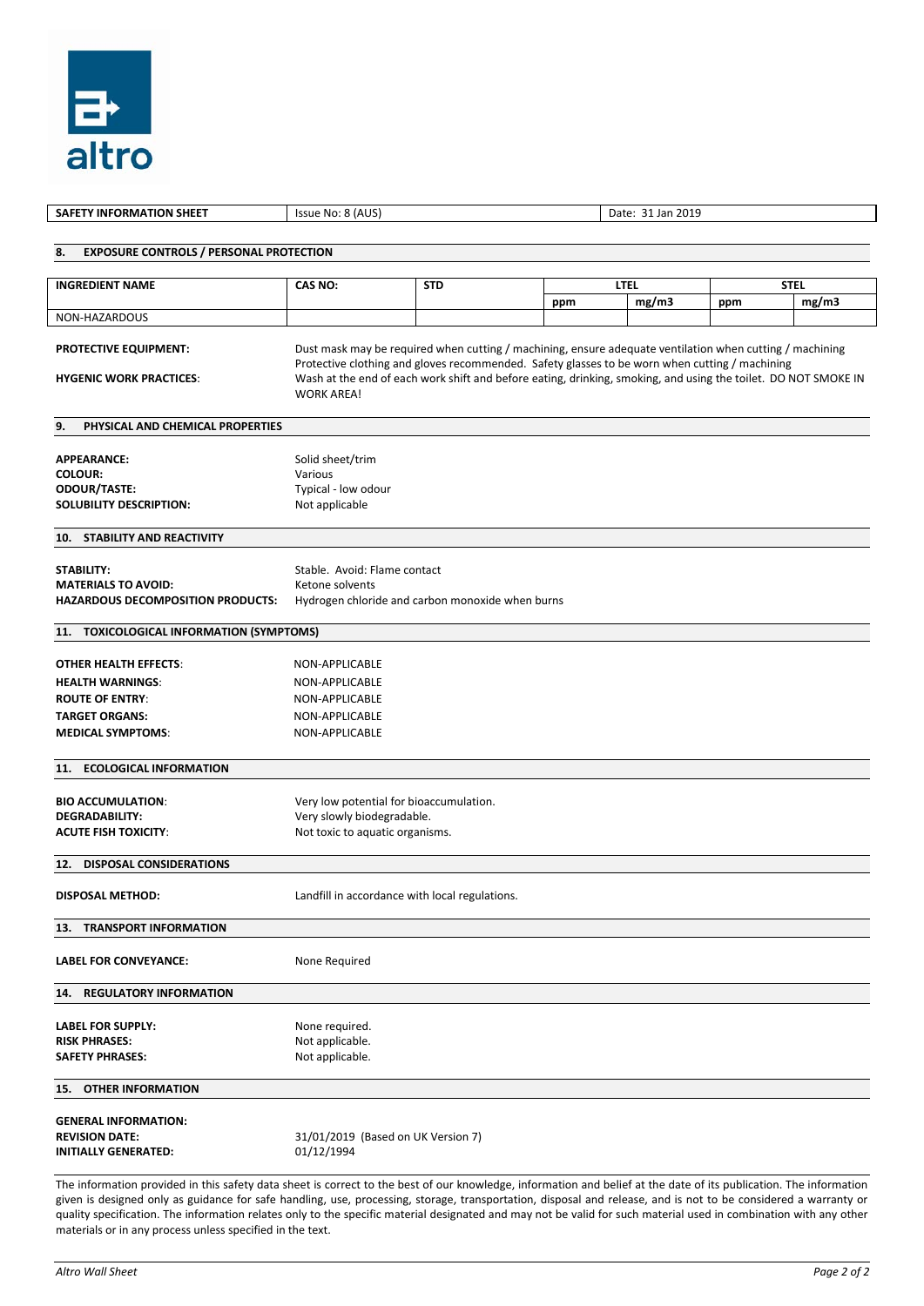| SAFETY INFORMATION SHEET | Issue No: 8 (AUS) | Date: 31 Jan 2019 |
|---|---|---|

## 8. EXPOSURE CONTROLS / PERSONAL PROTECTION

| INGREDIENT NAME | CAS NO: | STD | LTEL | | STEL | |
|---|---|---|---|---|---|---|
| | | | ppm | mg/m3 | ppm | mg/m3 |
| NON-HAZARDOUS | | | | | | |

**PROTECTIVE EQUIPMENT:** Dust mask may be required when cutting / machining, ensure adequate ventilation when cutting / machining Protective clothing and gloves recommended. Safety glasses to be worn when cutting / machining

**HYGENIC WORK PRACTICES**: Wash at the end of each work shift and before eating, drinking, smoking, and using the toilet. DO NOT SMOKE IN WORK AREA!

## 9. PHYSICAL AND CHEMICAL PROPERTIES

**APPEARANCE:** Solid sheet/trim
**COLOUR:** Various
**ODOUR/TASTE:** Typical - low odour
**SOLUBILITY DESCRIPTION:** Not applicable

## 10. STABILITY AND REACTIVITY

**STABILITY:** Stable. Avoid: Flame contact
**MATERIALS TO AVOID:** Ketone solvents
**HAZARDOUS DECOMPOSITION PRODUCTS:** Hydrogen chloride and carbon monoxide when burns

## 11. TOXICOLOGICAL INFORMATION (SYMPTOMS)

**OTHER HEALTH EFFECTS**: NON-APPLICABLE
**HEALTH WARNINGS**: NON-APPLICABLE
**ROUTE OF ENTRY**: NON-APPLICABLE
**TARGET ORGANS:** NON-APPLICABLE
**MEDICAL SYMPTOMS**: NON-APPLICABLE

## 11. ECOLOGICAL INFORMATION

**BIO ACCUMULATION**: Very low potential for bioaccumulation.
**DEGRADABILITY:** Very slowly biodegradable.
**ACUTE FISH TOXICITY**: Not toxic to aquatic organisms.

## 12. DISPOSAL CONSIDERATIONS

**DISPOSAL METHOD:** Landfill in accordance with local regulations.

## 13. TRANSPORT INFORMATION

**LABEL FOR CONVEYANCE:** None Required

## 14. REGULATORY INFORMATION

**LABEL FOR SUPPLY:** None required.
**RISK PHRASES:** Not applicable.
**SAFETY PHRASES:** Not applicable.

## 15. OTHER INFORMATION

**GENERAL INFORMATION:**
**REVISION DATE:** 31/01/2019 (Based on UK Version 7)
**INITIALLY GENERATED:** 01/12/1994

The information provided in this safety data sheet is correct to the best of our knowledge, information and belief at the date of its publication. The information given is designed only as guidance for safe handling, use, processing, storage, transportation, disposal and release, and is not to be considered a warranty or quality specification. The information relates only to the specific material designated and may not be valid for such material used in combination with any other materials or in any process unless specified in the text.